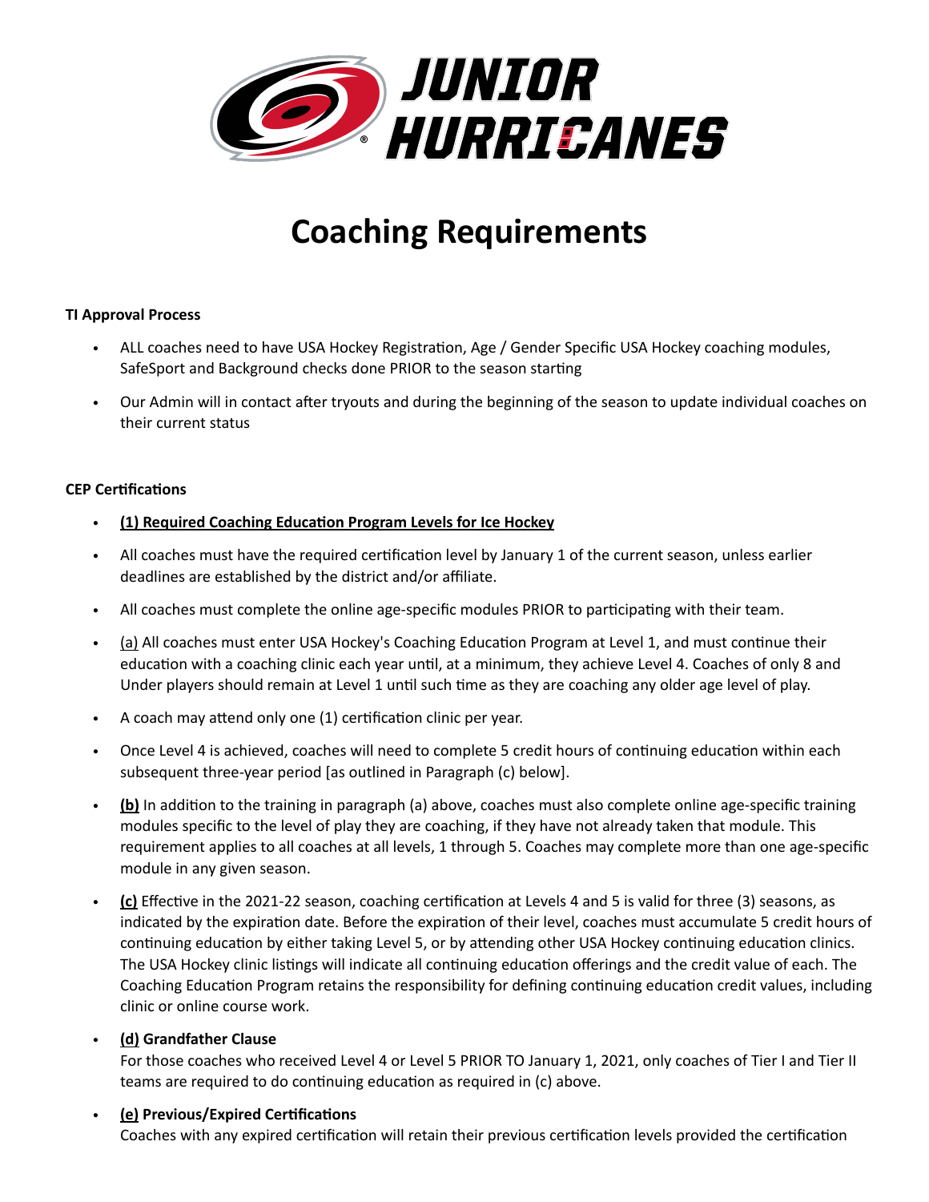# Coaching Requirements

**TI Approval Process**

- ALL coaches need to have USA Hockey Registration, Age / Gender Specific USA Hockey coaching modules, SafeSport and Background checks done PRIOR to the season starting
- Our Admin will in contact after tryouts and during the beginning of the season to update individual coaches on their current status

**CEP Certifications**

- **(1) Required Coaching Education Program Levels for Ice Hockey**
- All coaches must have the required certification level by January 1 of the current season, unless earlier deadlines are established by the district and/or affiliate.
- All coaches must complete the online age-specific modules PRIOR to participating with their team.
- (a) All coaches must enter USA Hockey's Coaching Education Program at Level 1, and must continue their education with a coaching clinic each year until, at a minimum, they achieve Level 4. Coaches of only 8 and Under players should remain at Level 1 until such time as they are coaching any older age level of play.
- A coach may attend only one (1) certification clinic per year.
- Once Level 4 is achieved, coaches will need to complete 5 credit hours of continuing education within each subsequent three-year period [as outlined in Paragraph (c) below].
- **(b)** In addition to the training in paragraph (a) above, coaches must also complete online age-specific training modules specific to the level of play they are coaching, if they have not already taken that module. This requirement applies to all coaches at all levels, 1 through 5. Coaches may complete more than one age-specific module in any given season.
- **(c)** Effective in the 2021-22 season, coaching certification at Levels 4 and 5 is valid for three (3) seasons, as indicated by the expiration date. Before the expiration of their level, coaches must accumulate 5 credit hours of continuing education by either taking Level 5, or by attending other USA Hockey continuing education clinics. The USA Hockey clinic listings will indicate all continuing education offerings and the credit value of each. The Coaching Education Program retains the responsibility for defining continuing education credit values, including clinic or online course work.
- **(d) Grandfather Clause**
  For those coaches who received Level 4 or Level 5 PRIOR TO January 1, 2021, only coaches of Tier I and Tier II teams are required to do continuing education as required in (c) above.
- **(e) Previous/Expired Certifications**
  Coaches with any expired certification will retain their previous certification levels provided the certification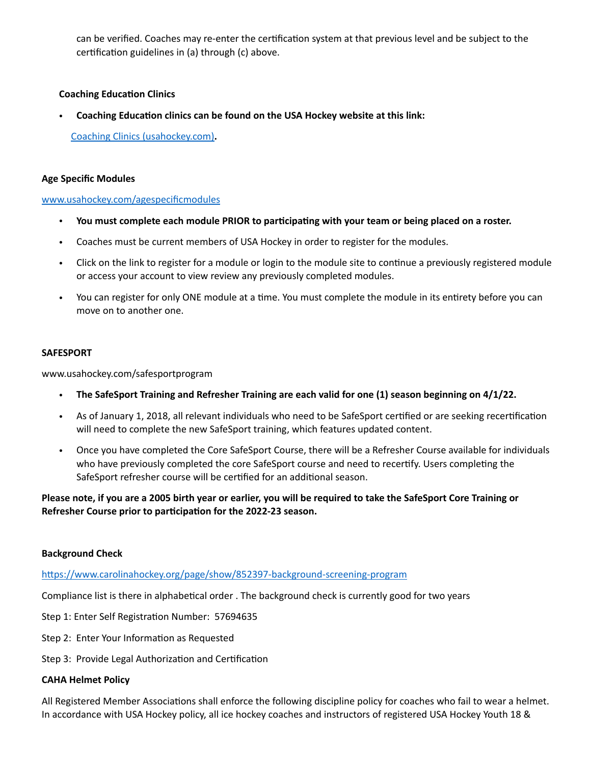can be verified. Coaches may re-enter the certification system at that previous level and be subject to the certification guidelines in (a) through (c) above.

**Coaching Education Clinics**

- **Coaching Education clinics can be found on the USA Hockey website at this link:**

  [Coaching Clinics (usahockey.com)](Coaching Clinics (usahockey.com))**.**

**Age Specific Modules**

[www.usahockey.com/agespecificmodules](www.usahockey.com/agespecificmodules)

- **You must complete each module PRIOR to participating with your team or being placed on a roster.**
- Coaches must be current members of USA Hockey in order to register for the modules.
- Click on the link to register for a module or login to the module site to continue a previously registered module or access your account to view review any previously completed modules.
- You can register for only ONE module at a time. You must complete the module in its entirety before you can move on to another one.

**SAFESPORT**

www.usahockey.com/safesportprogram

- **The SafeSport Training and Refresher Training are each valid for one (1) season beginning on 4/1/22.**
- As of January 1, 2018, all relevant individuals who need to be SafeSport certified or are seeking recertification will need to complete the new SafeSport training, which features updated content.
- Once you have completed the Core SafeSport Course, there will be a Refresher Course available for individuals who have previously completed the core SafeSport course and need to recertify. Users completing the SafeSport refresher course will be certified for an additional season.

**Please note, if you are a 2005 birth year or earlier, you will be required to take the SafeSport Core Training or Refresher Course prior to participation for the 2022-23 season.**

**Background Check**

[https://www.carolinahockey.org/page/show/852397-background-screening-program](https://www.carolinahockey.org/page/show/852397-background-screening-program)

Compliance list is there in alphabetical order . The background check is currently good for two years

Step 1: Enter Self Registration Number: 57694635

Step 2: Enter Your Information as Requested

Step 3: Provide Legal Authorization and Certification

**CAHA Helmet Policy**

All Registered Member Associations shall enforce the following discipline policy for coaches who fail to wear a helmet. In accordance with USA Hockey policy, all ice hockey coaches and instructors of registered USA Hockey Youth 18 &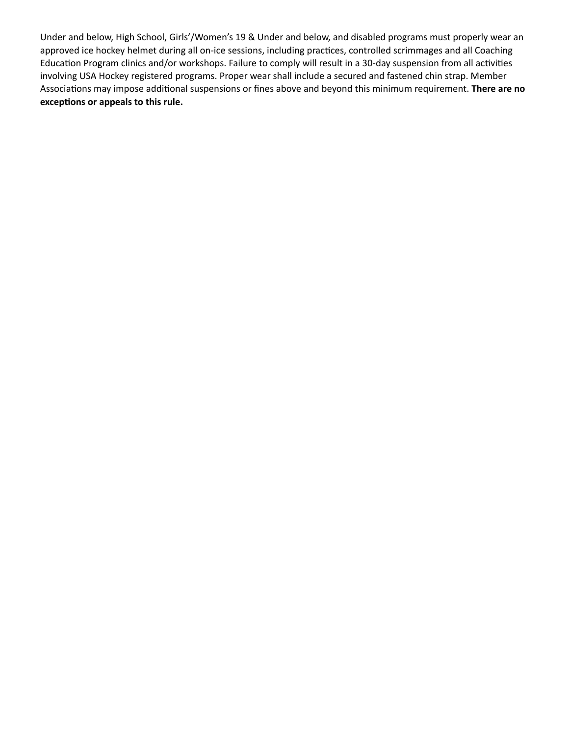Under and below, High School, Girls'/Women's 19 & Under and below, and disabled programs must properly wear an approved ice hockey helmet during all on-ice sessions, including practices, controlled scrimmages and all Coaching Education Program clinics and/or workshops. Failure to comply will result in a 30-day suspension from all activities involving USA Hockey registered programs. Proper wear shall include a secured and fastened chin strap. Member Associations may impose additional suspensions or fines above and beyond this minimum requirement. **There are no exceptions or appeals to this rule.**